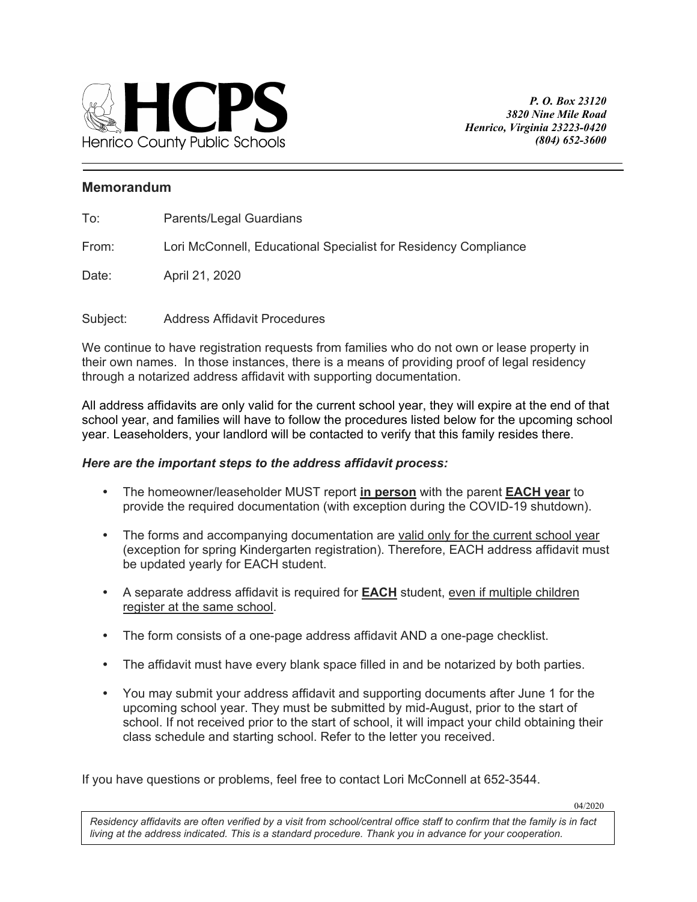**HCPS**
Henrico County Public Schools

*P. O. Box 23120*
*3820 Nine Mile Road*
*Henrico, Virginia 23223-0420*
*(804) 652-3600*

---

## Memorandum

To: Parents/Legal Guardians

From: Lori McConnell, Educational Specialist for Residency Compliance

Date: April 21, 2020

Subject: Address Affidavit Procedures

We continue to have registration requests from families who do not own or lease property in their own names. In those instances, there is a means of providing proof of legal residency through a notarized address affidavit with supporting documentation.

All address affidavits are only valid for the current school year, they will expire at the end of that school year, and families will have to follow the procedures listed below for the upcoming school year. Leaseholders, your landlord will be contacted to verify that this family resides there.

***Here are the important steps to the address affidavit process:***

- The homeowner/leaseholder MUST report **in person** with the parent **EACH year** to provide the required documentation (with exception during the COVID-19 shutdown).
- The forms and accompanying documentation are valid only for the current school year (exception for spring Kindergarten registration). Therefore, EACH address affidavit must be updated yearly for EACH student.
- A separate address affidavit is required for **EACH** student, even if multiple children register at the same school.
- The form consists of a one-page address affidavit AND a one-page checklist.
- The affidavit must have every blank space filled in and be notarized by both parties.
- You may submit your address affidavit and supporting documents after June 1 for the upcoming school year. They must be submitted by mid-August, prior to the start of school. If not received prior to the start of school, it will impact your child obtaining their class schedule and starting school. Refer to the letter you received.

If you have questions or problems, feel free to contact Lori McConnell at 652-3544.

04/2020

*Residency affidavits are often verified by a visit from school/central office staff to confirm that the family is in fact living at the address indicated. This is a standard procedure. Thank you in advance for your cooperation.*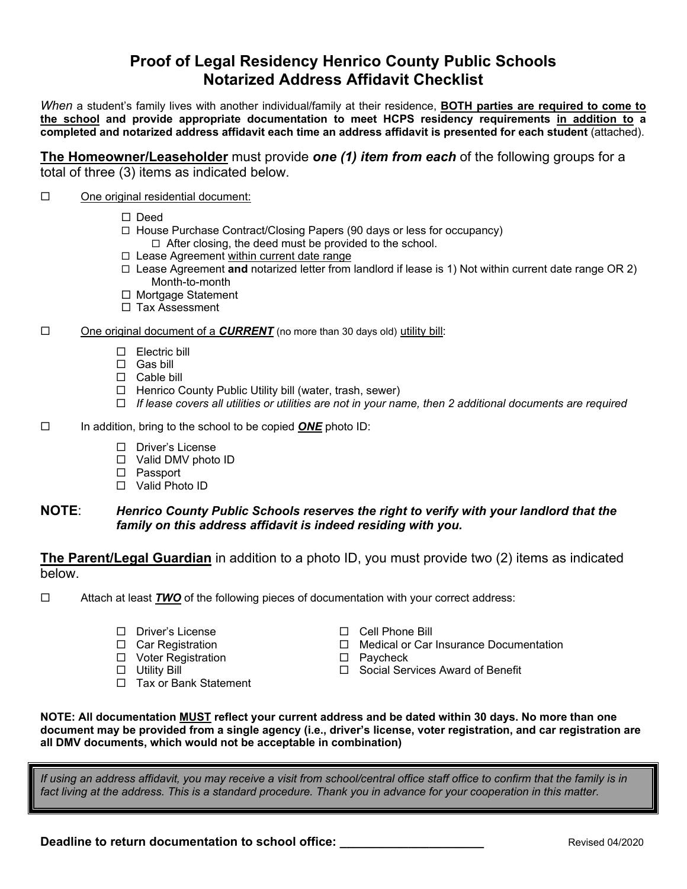# Proof of Legal Residency Henrico County Public Schools
# Notarized Address Affidavit Checklist

*When* a student's family lives with another individual/family at their residence, **BOTH parties are required to come to the school and provide appropriate documentation to meet HCPS residency requirements in addition to a completed and notarized address affidavit each time an address affidavit is presented for each student** (attached).

**The Homeowner/Leaseholder** must provide ***one (1) item from each*** of the following groups for a total of three (3) items as indicated below.

- ☐ One original residential document:
  - ☐ Deed
  - ☐ House Purchase Contract/Closing Papers (90 days or less for occupancy)
    - ☐ After closing, the deed must be provided to the school.
  - ☐ Lease Agreement within current date range
  - ☐ Lease Agreement **and** notarized letter from landlord if lease is 1) Not within current date range OR 2) Month-to-month
  - ☐ Mortgage Statement
  - ☐ Tax Assessment
- ☐ One original document of a ***CURRENT*** (no more than 30 days old) utility bill:
  - ☐ Electric bill
  - ☐ Gas bill
  - ☐ Cable bill
  - ☐ Henrico County Public Utility bill (water, trash, sewer)
  - ☐ *If lease covers all utilities or utilities are not in your name, then 2 additional documents are required*
- ☐ In addition, bring to the school to be copied ***ONE*** photo ID:
  - ☐ Driver's License
  - ☐ Valid DMV photo ID
  - ☐ Passport
  - ☐ Valid Photo ID

**NOTE**: ***Henrico County Public Schools reserves the right to verify with your landlord that the family on this address affidavit is indeed residing with you.***

**The Parent/Legal Guardian** in addition to a photo ID, you must provide two (2) items as indicated below.

- ☐ Attach at least ***TWO*** of the following pieces of documentation with your correct address:
  - ☐ Driver's License
  - ☐ Car Registration
  - ☐ Voter Registration
  - ☐ Utility Bill
  - ☐ Tax or Bank Statement
  - ☐ Cell Phone Bill
  - ☐ Medical or Car Insurance Documentation
  - ☐ Paycheck
  - ☐ Social Services Award of Benefit

**NOTE: All documentation MUST reflect your current address and be dated within 30 days. No more than one document may be provided from a single agency (i.e., driver's license, voter registration, and car registration are all DMV documents, which would not be acceptable in combination)**

*If using an address affidavit, you may receive a visit from school/central office staff office to confirm that the family is in fact living at the address. This is a standard procedure. Thank you in advance for your cooperation in this matter.*

**Deadline to return documentation to school office: ____________________**

Revised 04/2020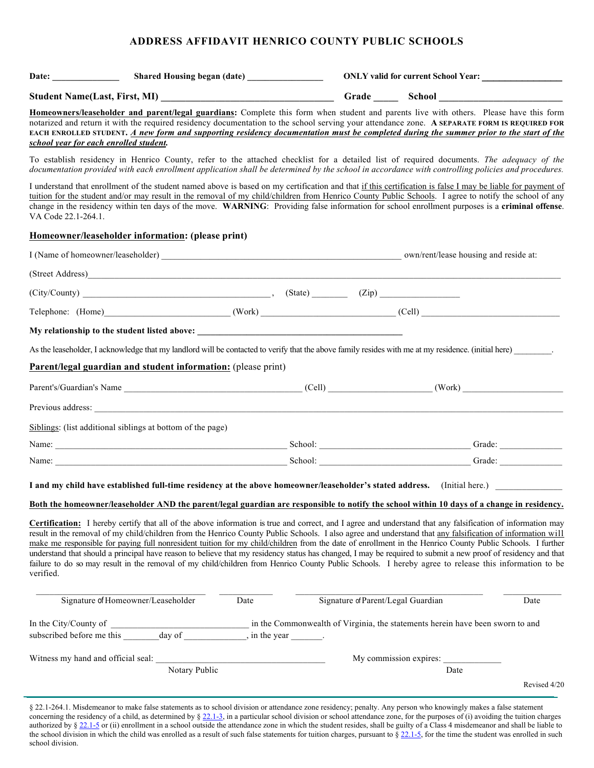# ADDRESS AFFIDAVIT HENRICO COUNTY PUBLIC SCHOOLS

**Date:** ______________ **Shared Housing began (date)** ________________ **ONLY valid for current School Year:** _________________

**Student Name(Last, First, MI)** ___________________________________ **Grade** _____ **School** _________________________

**Homeowners/leaseholder and parent/legal guardians:** Complete this form when student and parents live with others. Please have this form notarized and return it with the required residency documentation to the school serving your attendance zone. **A SEPARATE FORM IS REQUIRED FOR EACH ENROLLED STUDENT.** ***A new form and supporting residency documentation must be completed during the summer prior to the start of the school year for each enrolled student.***

To establish residency in Henrico County, refer to the attached checklist for a detailed list of required documents. *The adequacy of the documentation provided with each enrollment application shall be determined by the school in accordance with controlling policies and procedures.*

I understand that enrollment of the student named above is based on my certification and that if this certification is false I may be liable for payment of tuition for the student and/or may result in the removal of my child/children from Henrico County Public Schools. I agree to notify the school of any change in the residency within ten days of the move. **WARNING**: Providing false information for school enrollment purposes is a **criminal offense**. VA Code 22.1-264.1.

## Homeowner/leaseholder information: (please print)

I (Name of homeowner/leaseholder) _______________________________________________________ own/rent/lease housing and reside at:

(Street Address)_______________________________________________________________________________________________

(City/County) __________________________________________, (State) ________ (Zip) __________________

Telephone: (Home)__________________________ (Work) ___________________________ (Cell) _______________________________

**My relationship to the student listed above:** ______________________________________________

As the leaseholder, I acknowledge that my landlord will be contacted to verify that the above family resides with me at my residence. (initial here) ________.

## Parent/legal guardian and student information: (please print)

Parent's/Guardian's Name ________________________________________ (Cell) ______________________ (Work) ______________________

Previous address: ______________________________________________________________________________________________

Siblings: (list additional siblings at bottom of the page)

Name: _____________________________________________________ School: _________________________________ Grade: ______________

Name: _____________________________________________________ School: _________________________________ Grade: ______________

**I and my child have established full-time residency at the above homeowner/leaseholder's stated address.** (Initial here.) _______________

**Both the homeowner/leaseholder AND the parent/legal guardian are responsible to notify the school within 10 days of a change in residency.**

**Certification:** I hereby certify that all of the above information is true and correct, and I agree and understand that any falsification of information may result in the removal of my child/children from the Henrico County Public Schools. I also agree and understand that any falsification of information will make me responsible for paying full nonresident tuition for my child/children from the date of enrollment in the Henrico County Public Schools. I further understand that should a principal have reason to believe that my residency status has changed, I may be required to submit a new proof of residency and that failure to do so may result in the removal of my child/children from Henrico County Public Schools. I hereby agree to release this information to be verified.

_________________________________ ____________ ________________________________________ ____________
Signature of Homeowner/Leaseholder Date Signature of Parent/Legal Guardian Date

In the City/County of ______________________________ in the Commonwealth of Virginia, the statements herein have been sworn to and subscribed before me this ________day of _____________, in the year _______.

Witness my hand and official seal: ____________________________________ My commission expires: _____________
Notary Public Date

Revised 4/20

§ 22.1-264.1. Misdemeanor to make false statements as to school division or attendance zone residency; penalty. Any person who knowingly makes a false statement concerning the residency of a child, as determined by § 22.1-3, in a particular school division or school attendance zone, for the purposes of (i) avoiding the tuition charges authorized by § 22.1-5 or (ii) enrollment in a school outside the attendance zone in which the student resides, shall be guilty of a Class 4 misdemeanor and shall be liable to the school division in which the child was enrolled as a result of such false statements for tuition charges, pursuant to § 22.1-5, for the time the student was enrolled in such school division.